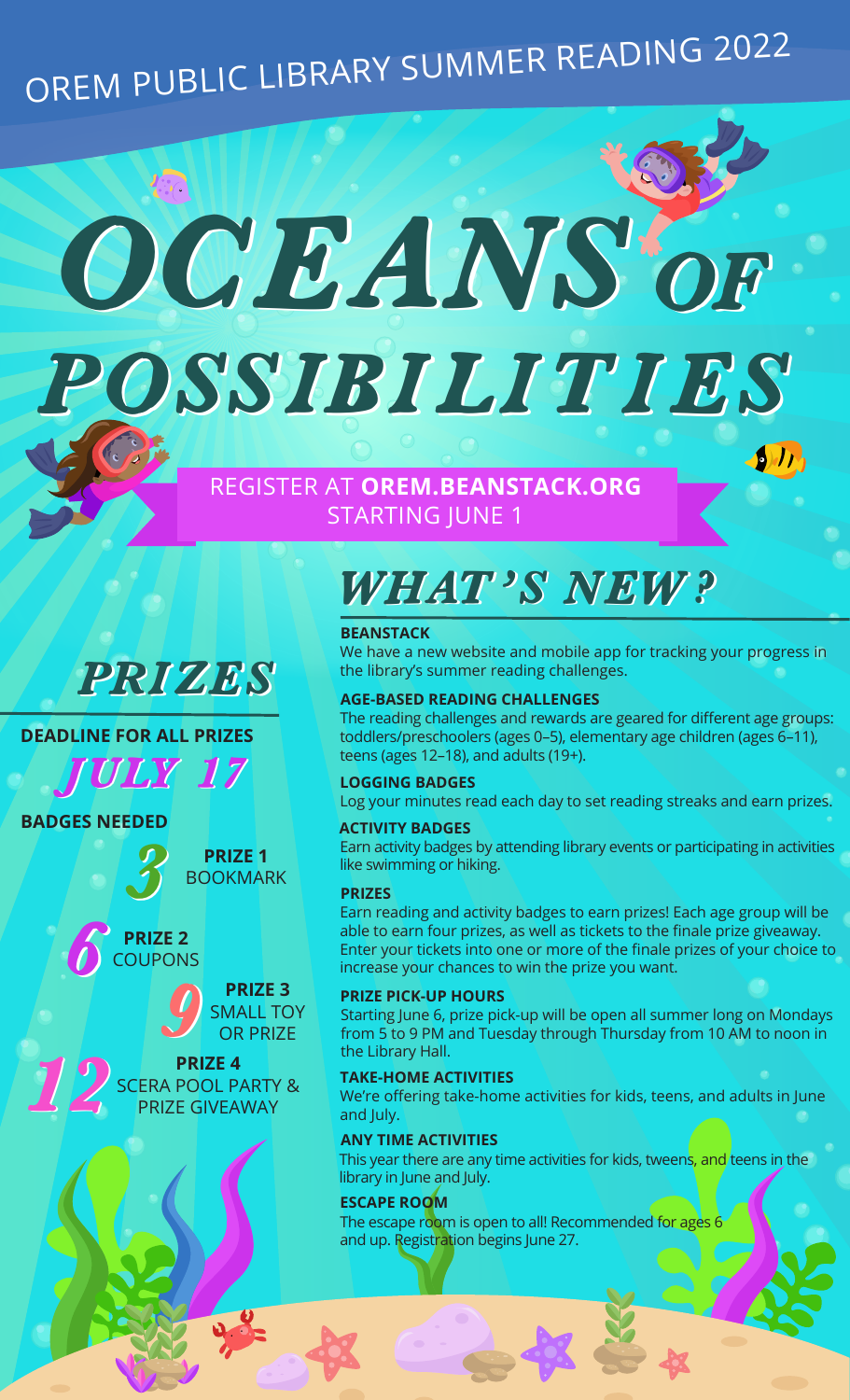OREM PUBLIC LIBRARY SUMMER READING 2022

# OCEANS OF POSSIBILITIES

REGISTER AT **OREM.BEANSTACK.ORG**
STARTING JUNE 1

## PRIZES

**DEADLINE FOR ALL PRIZES**

*JULY 17*

**BADGES NEEDED**

- *3* — **PRIZE 1** BOOKMARK
- *6* — **PRIZE 2** COUPONS
- *9* — **PRIZE 3** SMALL TOY OR PRIZE
- *12* — **PRIZE 4** SCERA POOL PARTY & PRIZE GIVEAWAY

## WHAT'S NEW?

**BEANSTACK**

We have a new website and mobile app for tracking your progress in the library's summer reading challenges.

**AGE-BASED READING CHALLENGES**

The reading challenges and rewards are geared for different age groups: toddlers/preschoolers (ages 0–5), elementary age children (ages 6–11), teens (ages 12–18), and adults (19+).

**LOGGING BADGES**

Log your minutes read each day to set reading streaks and earn prizes.

**ACTIVITY BADGES**

Earn activity badges by attending library events or participating in activities like swimming or hiking.

**PRIZES**

Earn reading and activity badges to earn prizes! Each age group will be able to earn four prizes, as well as tickets to the finale prize giveaway. Enter your tickets into one or more of the finale prizes of your choice to increase your chances to win the prize you want.

**PRIZE PICK-UP HOURS**

Starting June 6, prize pick-up will be open all summer long on Mondays from 5 to 9 PM and Tuesday through Thursday from 10 AM to noon in the Library Hall.

**TAKE-HOME ACTIVITIES**

We're offering take-home activities for kids, teens, and adults in June and July.

**ANY TIME ACTIVITIES**

This year there are any time activities for kids, tweens, and teens in the library in June and July.

**ESCAPE ROOM**

The escape room is open to all! Recommended for ages 6 and up. Registration begins June 27.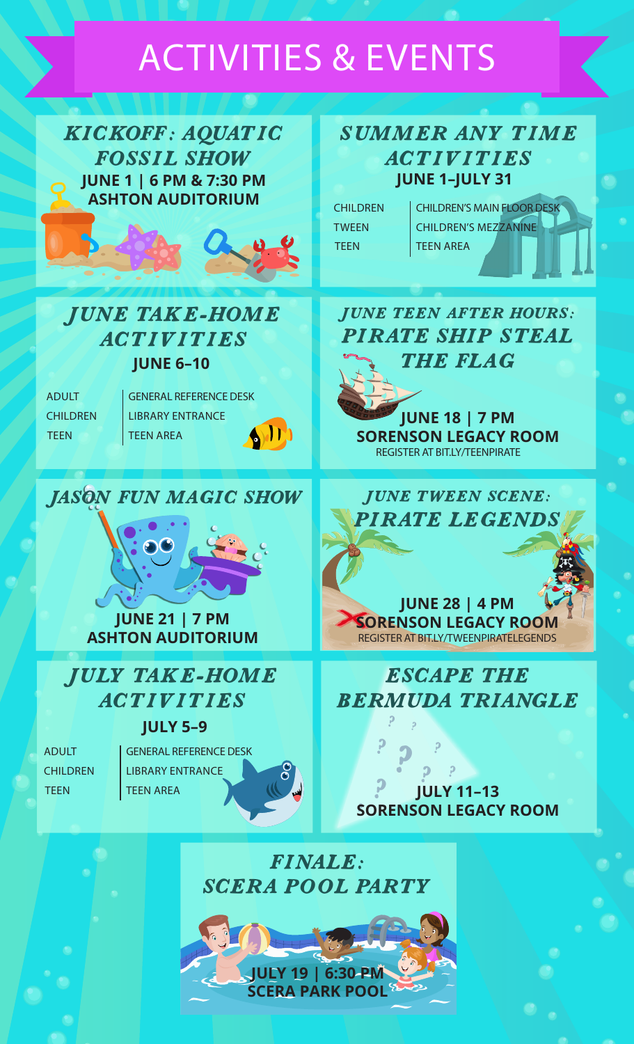# ACTIVITIES & EVENTS

## KICKOFF: AQUATIC FOSSIL SHOW

**JUNE 1 | 6 PM & 7:30 PM**
**ASHTON AUDITORIUM**

## SUMMER ANY TIME ACTIVITIES

**JUNE 1–JULY 31**

| | |
|---|---|
| CHILDREN | CHILDREN'S MAIN FLOOR DESK |
| TWEEN | CHILDREN'S MEZZANINE |
| TEEN | TEEN AREA |

## JUNE TAKE-HOME ACTIVITIES

**JUNE 6–10**

| | |
|---|---|
| ADULT | GENERAL REFERENCE DESK |
| CHILDREN | LIBRARY ENTRANCE |
| TEEN | TEEN AREA |

## JUNE TEEN AFTER HOURS: PIRATE SHIP STEAL THE FLAG

**JUNE 18 | 7 PM**
**SORENSON LEGACY ROOM**
REGISTER AT BIT.LY/TEENPIRATE

## JASON FUN MAGIC SHOW

**JUNE 21 | 7 PM**
**ASHTON AUDITORIUM**

## JUNE TWEEN SCENE: PIRATE LEGENDS

**JUNE 28 | 4 PM**
**SORENSON LEGACY ROOM**
REGISTER AT BIT.LY/TWEENPIRATELEGENDS

## JULY TAKE-HOME ACTIVITIES

**JULY 5–9**

| | |
|---|---|
| ADULT | GENERAL REFERENCE DESK |
| CHILDREN | LIBRARY ENTRANCE |
| TEEN | TEEN AREA |

## ESCAPE THE BERMUDA TRIANGLE

**JULY 11–13**
**SORENSON LEGACY ROOM**

## FINALE: SCERA POOL PARTY

**JULY 19 | 6:30 PM**
**SCERA PARK POOL**